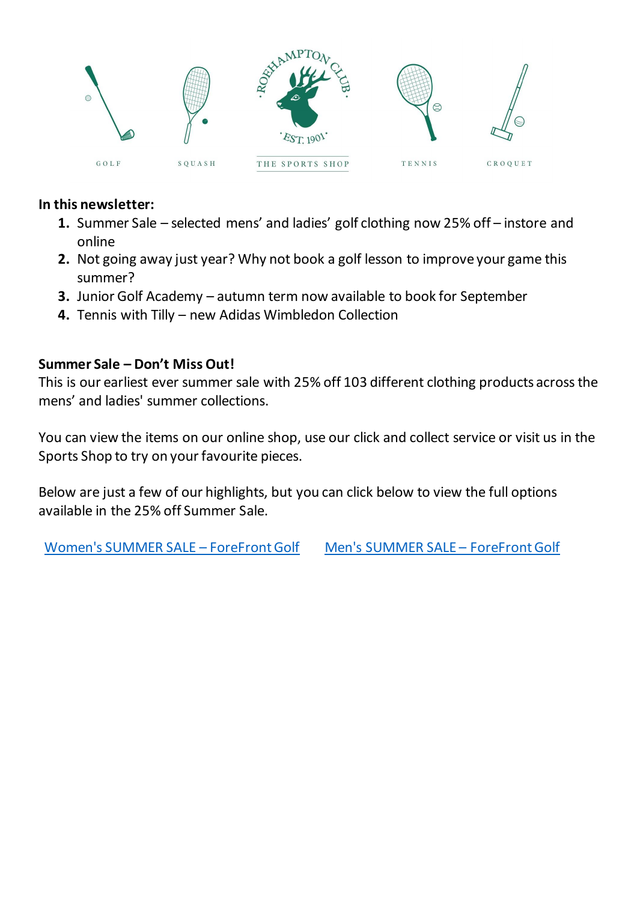GOLF SQUASH ROEHAMPTON CLUB EST. 1901 THE SPORTS SHOP TENNIS CROQUET

**In this newsletter:**

1. Summer Sale – selected mens' and ladies' golf clothing now 25% off – instore and online
2. Not going away just year? Why not book a golf lesson to improve your game this summer?
3. Junior Golf Academy – autumn term now available to book for September
4. Tennis with Tilly – new Adidas Wimbledon Collection

**Summer Sale – Don't Miss Out!**

This is our earliest ever summer sale with 25% off 103 different clothing products across the mens' and ladies' summer collections.

You can view the items on our online shop, use our click and collect service or visit us in the Sports Shop to try on your favourite pieces.

Below are just a few of our highlights, but you can click below to view the full options available in the 25% off Summer Sale.

Women's SUMMER SALE – ForeFront Golf     Men's SUMMER SALE – ForeFront Golf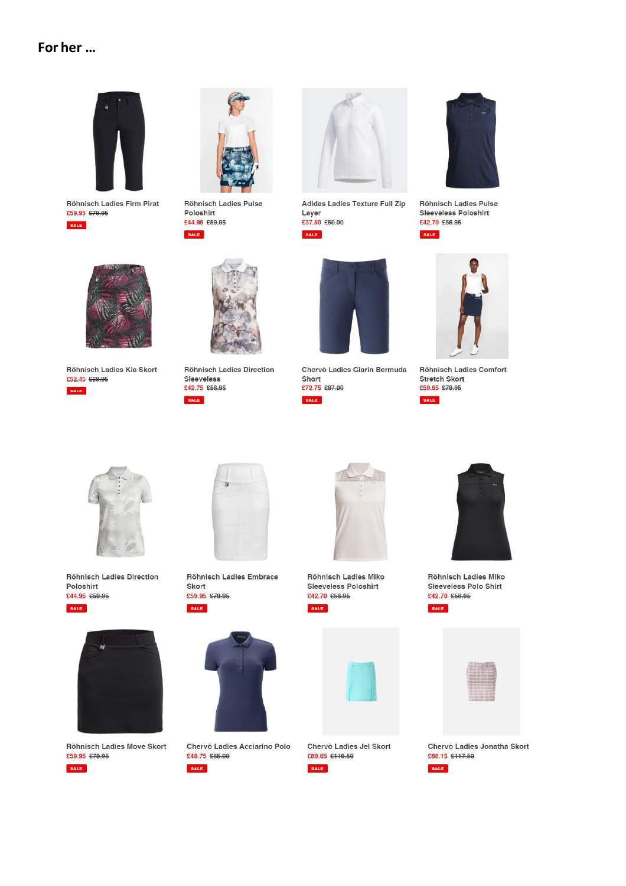## For her …

Röhnisch Ladies Firm Pirat
£59.95 ~~£79.95~~
SALE

Röhnisch Ladies Pulse Poloshirt
£44.95 ~~£59.95~~
SALE

Adidas Ladies Texture Full Zip Layer
£37.50 ~~£50.00~~
SALE

Röhnisch Ladies Pulse Sleeveless Poloshirt
£42.70 ~~£56.95~~
SALE

Röhnisch Ladies Kia Skort
£52.45 ~~£69.95~~
SALE

Röhnisch Ladies Direction Sleeveless
£42.75 ~~£56.95~~
SALE

Chervò Ladies Glarin Bermuda Short
£72.75 ~~£97.00~~
SALE

Röhnisch Ladies Comfort Stretch Skort
£59.95 ~~£79.95~~
SALE

Röhnisch Ladies Direction Poloshirt
£44.95 ~~£59.95~~
SALE

Röhnisch Ladies Embrace Skort
£59.95 ~~£79.95~~
SALE

Röhnisch Ladies Miko Sleeveless Poloshirt
£42.70 ~~£56.95~~
SALE

Röhnisch Ladies Miko Sleeveless Polo Shirt
£42.70 ~~£56.95~~
SALE

Röhnisch Ladies Move Skort
£59.95 ~~£79.95~~
SALE

Chervò Ladies Acciarino Polo
£48.75 ~~£65.00~~
SALE

Chervò Ladies Jel Skort
£89.65 ~~£119.50~~
SALE

Chervò Ladies Jonatha Skort
£88.15 ~~£117.50~~
SALE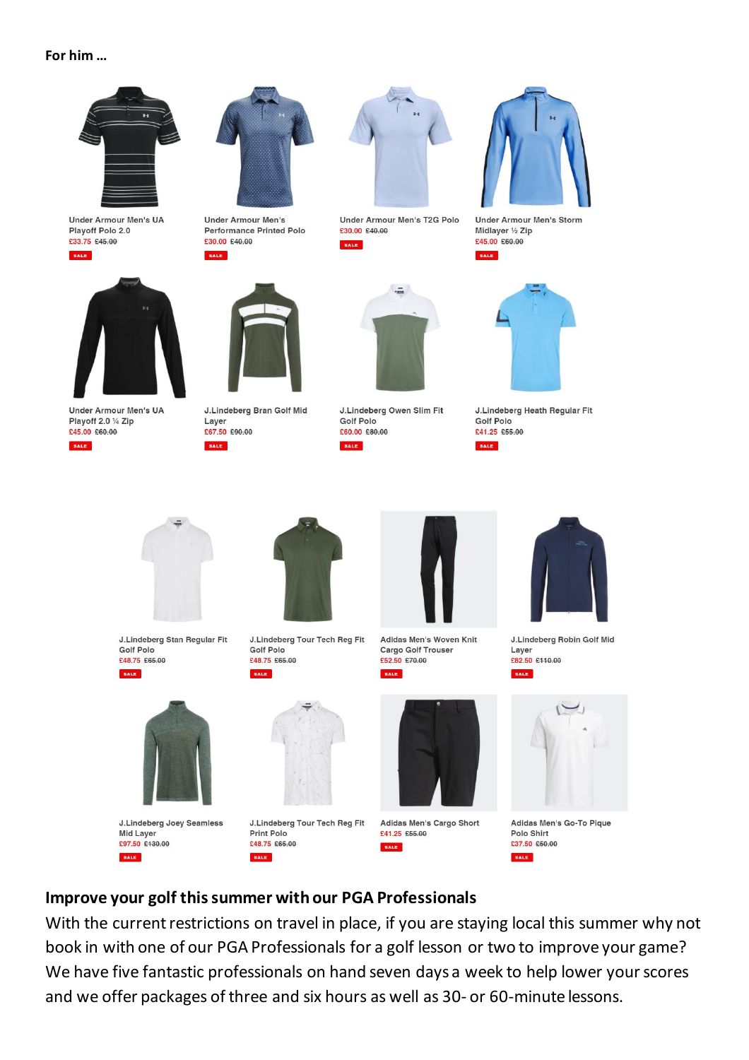**For him …**

Under Armour Men's UA Playoff Polo 2.0
~~£45.00~~ £33.75
SALE

Under Armour Men's Performance Printed Polo
~~£40.00~~ £30.00
SALE

Under Armour Men's T2G Polo
~~£40.00~~ £30.00
SALE

Under Armour Men's Storm Midlayer ½ Zip
~~£60.00~~ £45.00
SALE

Under Armour Men's UA Playoff 2.0 ¼ Zip
~~£60.00~~ £45.00
SALE

J.Lindeberg Bran Golf Mid Layer
~~£90.00~~ £67.50
SALE

J.Lindeberg Owen Slim Fit Golf Polo
~~£80.00~~ £60.00
SALE

J.Lindeberg Heath Regular Fit Golf Polo
~~£55.00~~ £41.25
SALE

J.Lindeberg Stan Regular Fit Golf Polo
~~£65.00~~ £48.75
SALE

J.Lindeberg Tour Tech Reg Fit Golf Polo
~~£65.00~~ £48.75
SALE

Adidas Men's Woven Knit Cargo Golf Trouser
~~£70.00~~ £52.50
SALE

J.Lindeberg Robin Golf Mid Layer
~~£110.00~~ £82.50
SALE

J.Lindeberg Joey Seamless Mid Layer
~~£130.00~~ £97.50
SALE

J.Lindeberg Tour Tech Reg Fit Print Polo
~~£65.00~~ £48.75
SALE

Adidas Men's Cargo Short
~~£55.00~~ £41.25
SALE

Adidas Men's Go-To Pique Polo Shirt
~~£50.00~~ £37.50
SALE

## Improve your golf this summer with our PGA Professionals

With the current restrictions on travel in place, if you are staying local this summer why not book in with one of our PGA Professionals for a golf lesson or two to improve your game? We have five fantastic professionals on hand seven days a week to help lower your scores and we offer packages of three and six hours as well as 30- or 60-minute lessons.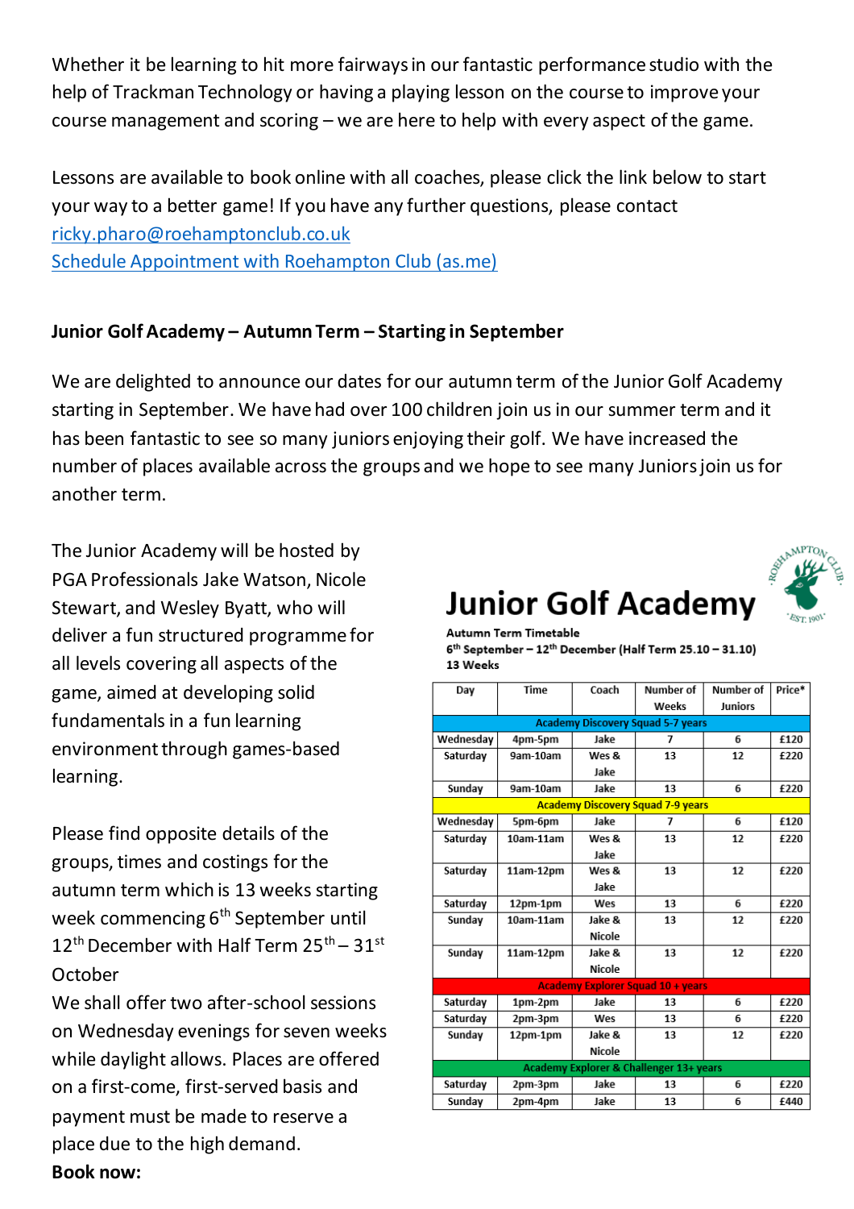Whether it be learning to hit more fairways in our fantastic performance studio with the help of Trackman Technology or having a playing lesson on the course to improve your course management and scoring – we are here to help with every aspect of the game.

Lessons are available to book online with all coaches, please click the link below to start your way to a better game! If you have any further questions, please contact ricky.pharo@roehamptonclub.co.uk
Schedule Appointment with Roehampton Club (as.me)

**Junior Golf Academy – Autumn Term – Starting in September**

We are delighted to announce our dates for our autumn term of the Junior Golf Academy starting in September. We have had over 100 children join us in our summer term and it has been fantastic to see so many juniors enjoying their golf. We have increased the number of places available across the groups and we hope to see many Juniors join us for another term.

The Junior Academy will be hosted by PGA Professionals Jake Watson, Nicole Stewart, and Wesley Byatt, who will deliver a fun structured programme for all levels covering all aspects of the game, aimed at developing solid fundamentals in a fun learning environment through games-based learning.

Please find opposite details of the groups, times and costings for the autumn term which is 13 weeks starting week commencing 6th September until 12th December with Half Term 25th – 31st October

We shall offer two after-school sessions on Wednesday evenings for seven weeks while daylight allows. Places are offered on a first-come, first-served basis and payment must be made to reserve a place due to the high demand.

**Book now:**

## Junior Golf Academy

**Autumn Term Timetable**
**6th September – 12th December (Half Term 25.10 – 31.10)**
**13 Weeks**

| Day | Time | Coach | Number of Weeks | Number of Juniors | Price* |
|---|---|---|---|---|---|
| **Academy Discovery Squad 5-7 years** | | | | | |
| Wednesday | 4pm-5pm | Jake | 7 | 6 | £120 |
| Saturday | 9am-10am | Wes & Jake | 13 | 12 | £220 |
| Sunday | 9am-10am | Jake | 13 | 6 | £220 |
| **Academy Discovery Squad 7-9 years** | | | | | |
| Wednesday | 5pm-6pm | Jake | 7 | 6 | £120 |
| Saturday | 10am-11am | Wes & Jake | 13 | 12 | £220 |
| Saturday | 11am-12pm | Wes & Jake | 13 | 12 | £220 |
| Saturday | 12pm-1pm | Wes | 13 | 6 | £220 |
| Sunday | 10am-11am | Jake & Nicole | 13 | 12 | £220 |
| Sunday | 11am-12pm | Jake & Nicole | 13 | 12 | £220 |
| **Academy Explorer Squad 10 + years** | | | | | |
| Saturday | 1pm-2pm | Jake | 13 | 6 | £220 |
| Saturday | 2pm-3pm | Wes | 13 | 6 | £220 |
| Sunday | 12pm-1pm | Jake & Nicole | 13 | 12 | £220 |
| **Academy Explorer & Challenger 13+ years** | | | | | |
| Saturday | 2pm-3pm | Jake | 13 | 6 | £220 |
| Sunday | 2pm-4pm | Jake | 13 | 6 | £440 |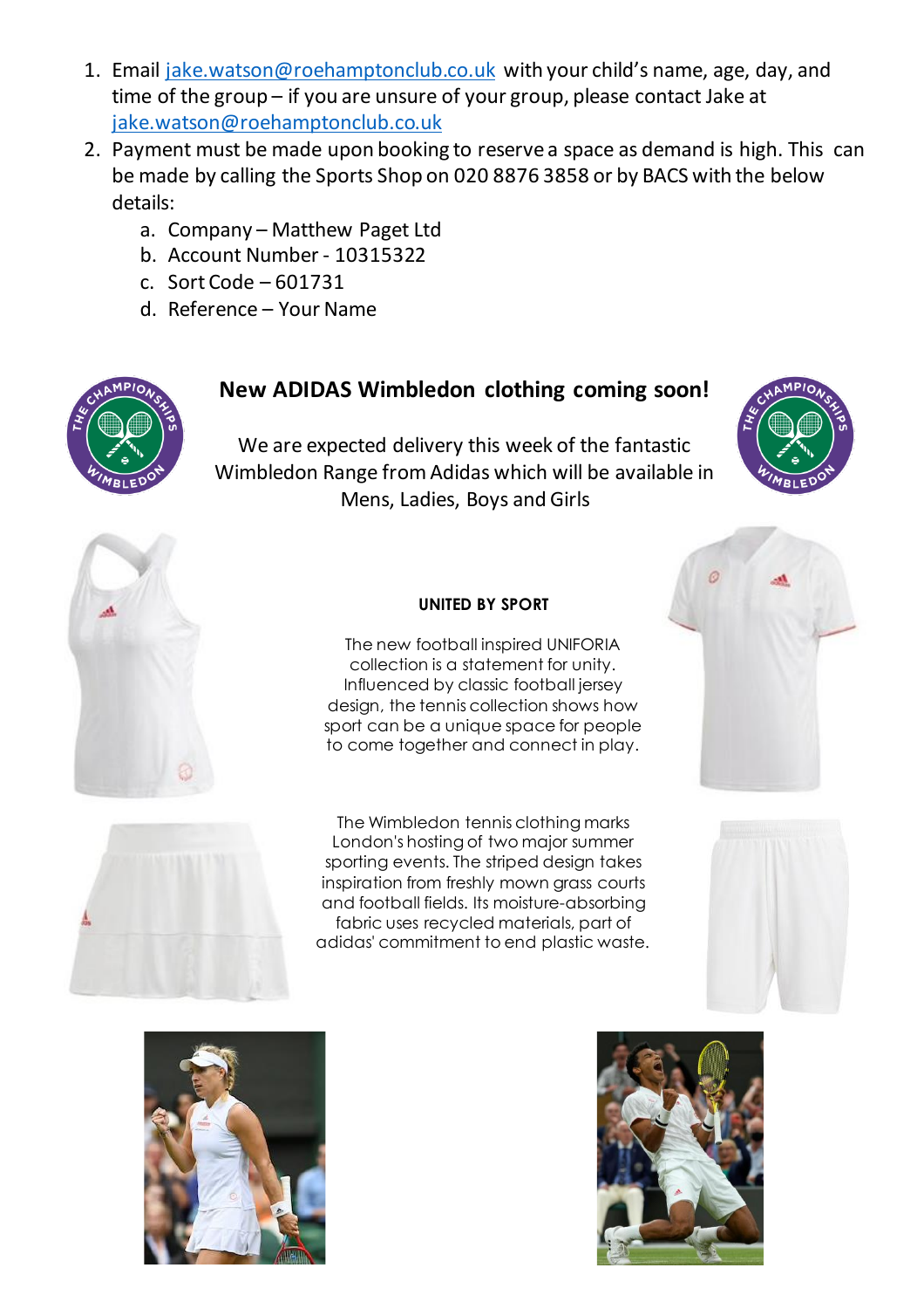1. Email jake.watson@roehamptonclub.co.uk with your child's name, age, day, and time of the group – if you are unsure of your group, please contact Jake at jake.watson@roehamptonclub.co.uk
2. Payment must be made upon booking to reserve a space as demand is high. This can be made by calling the Sports Shop on 020 8876 3858 or by BACS with the below details:
    a. Company – Matthew Paget Ltd
    b. Account Number - 10315322
    c. Sort Code – 601731
    d. Reference – Your Name

## New ADIDAS Wimbledon clothing coming soon!

We are expected delivery this week of the fantastic Wimbledon Range from Adidas which will be available in Mens, Ladies, Boys and Girls

**UNITED BY SPORT**

The new football inspired UNIFORIA collection is a statement for unity. Influenced by classic football jersey design, the tennis collection shows how sport can be a unique space for people to come together and connect in play.

The Wimbledon tennis clothing marks London's hosting of two major summer sporting events. The striped design takes inspiration from freshly mown grass courts and football fields. Its moisture-absorbing fabric uses recycled materials, part of adidas' commitment to end plastic waste.